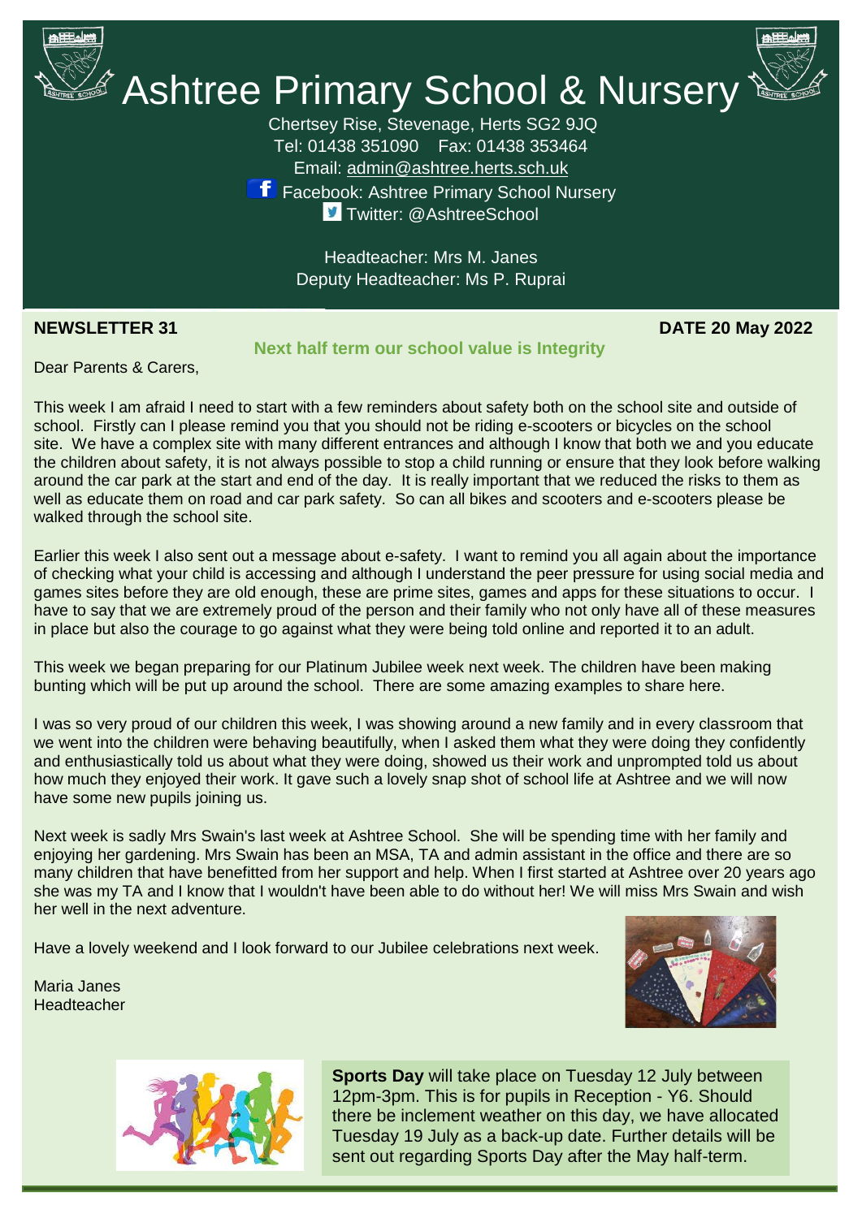# Ashtree Primary School & Nursery

Chertsey Rise, Stevenage, Herts SG2 9JQ
Tel: 01438 351090 Fax: 01438 353464
Email: admin@ashtree.herts.sch.uk
Facebook: Ashtree Primary School Nursery
Twitter: @AshtreeSchool

Headteacher: Mrs M. Janes
Deputy Headteacher: Ms P. Ruprai

**NEWSLETTER 31** **DATE 20 May 2022**

**Next half term our school value is Integrity**

Dear Parents & Carers,

This week I am afraid I need to start with a few reminders about safety both on the school site and outside of school. Firstly can I please remind you that you should not be riding e-scooters or bicycles on the school site. We have a complex site with many different entrances and although I know that both we and you educate the children about safety, it is not always possible to stop a child running or ensure that they look before walking around the car park at the start and end of the day. It is really important that we reduced the risks to them as well as educate them on road and car park safety. So can all bikes and scooters and e-scooters please be walked through the school site.

Earlier this week I also sent out a message about e-safety. I want to remind you all again about the importance of checking what your child is accessing and although I understand the peer pressure for using social media and games sites before they are old enough, these are prime sites, games and apps for these situations to occur. I have to say that we are extremely proud of the person and their family who not only have all of these measures in place but also the courage to go against what they were being told online and reported it to an adult.

This week we began preparing for our Platinum Jubilee week next week. The children have been making bunting which will be put up around the school. There are some amazing examples to share here.

I was so very proud of our children this week, I was showing around a new family and in every classroom that we went into the children were behaving beautifully, when I asked them what they were doing they confidently and enthusiastically told us about what they were doing, showed us their work and unprompted told us about how much they enjoyed their work. It gave such a lovely snap shot of school life at Ashtree and we will now have some new pupils joining us.

Next week is sadly Mrs Swain's last week at Ashtree School. She will be spending time with her family and enjoying her gardening. Mrs Swain has been an MSA, TA and admin assistant in the office and there are so many children that have benefitted from her support and help. When I first started at Ashtree over 20 years ago she was my TA and I know that I wouldn't have been able to do without her! We will miss Mrs Swain and wish her well in the next adventure.

Have a lovely weekend and I look forward to our Jubilee celebrations next week.

Maria Janes
Headteacher

**Sports Day** will take place on Tuesday 12 July between 12pm-3pm. This is for pupils in Reception - Y6. Should there be inclement weather on this day, we have allocated Tuesday 19 July as a back-up date. Further details will be sent out regarding Sports Day after the May half-term.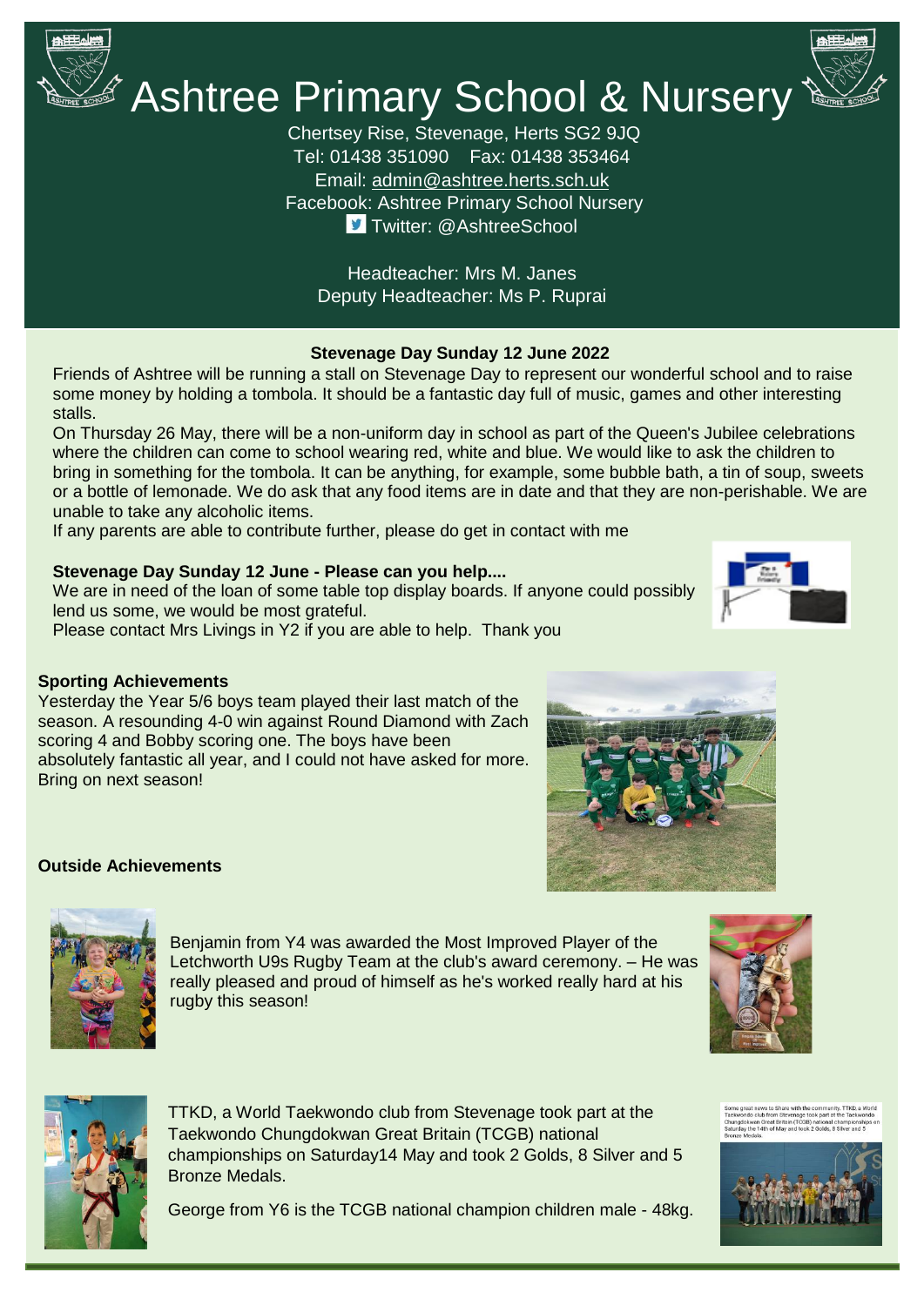# Ashtree Primary School & Nursery

Chertsey Rise, Stevenage, Herts SG2 9JQ
Tel: 01438 351090 Fax: 01438 353464
Email: admin@ashtree.herts.sch.uk
Facebook: Ashtree Primary School Nursery
Twitter: @AshtreeSchool

Headteacher: Mrs M. Janes
Deputy Headteacher: Ms P. Ruprai

**Stevenage Day Sunday 12 June 2022**

Friends of Ashtree will be running a stall on Stevenage Day to represent our wonderful school and to raise some money by holding a tombola. It should be a fantastic day full of music, games and other interesting stalls.

On Thursday 26 May, there will be a non-uniform day in school as part of the Queen's Jubilee celebrations where the children can come to school wearing red, white and blue. We would like to ask the children to bring in something for the tombola. It can be anything, for example, some bubble bath, a tin of soup, sweets or a bottle of lemonade. We do ask that any food items are in date and that they are non-perishable. We are unable to take any alcoholic items.

If any parents are able to contribute further, please do get in contact with me

**Stevenage Day Sunday 12 June - Please can you help....**

We are in need of the loan of some table top display boards. If anyone could possibly lend us some, we would be most grateful.

Please contact Mrs Livings in Y2 if you are able to help. Thank you

**Sporting Achievements**

Yesterday the Year 5/6 boys team played their last match of the season. A resounding 4-0 win against Round Diamond with Zach scoring 4 and Bobby scoring one. The boys have been absolutely fantastic all year, and I could not have asked for more. Bring on next season!

**Outside Achievements**

Benjamin from Y4 was awarded the Most Improved Player of the Letchworth U9s Rugby Team at the club's award ceremony. – He was really pleased and proud of himself as he's worked really hard at his rugby this season!

TTKD, a World Taekwondo club from Stevenage took part at the Taekwondo Chungdokwan Great Britain (TCGB) national championships on Saturday14 May and took 2 Golds, 8 Silver and 5 Bronze Medals.

George from Y6 is the TCGB national champion children male - 48kg.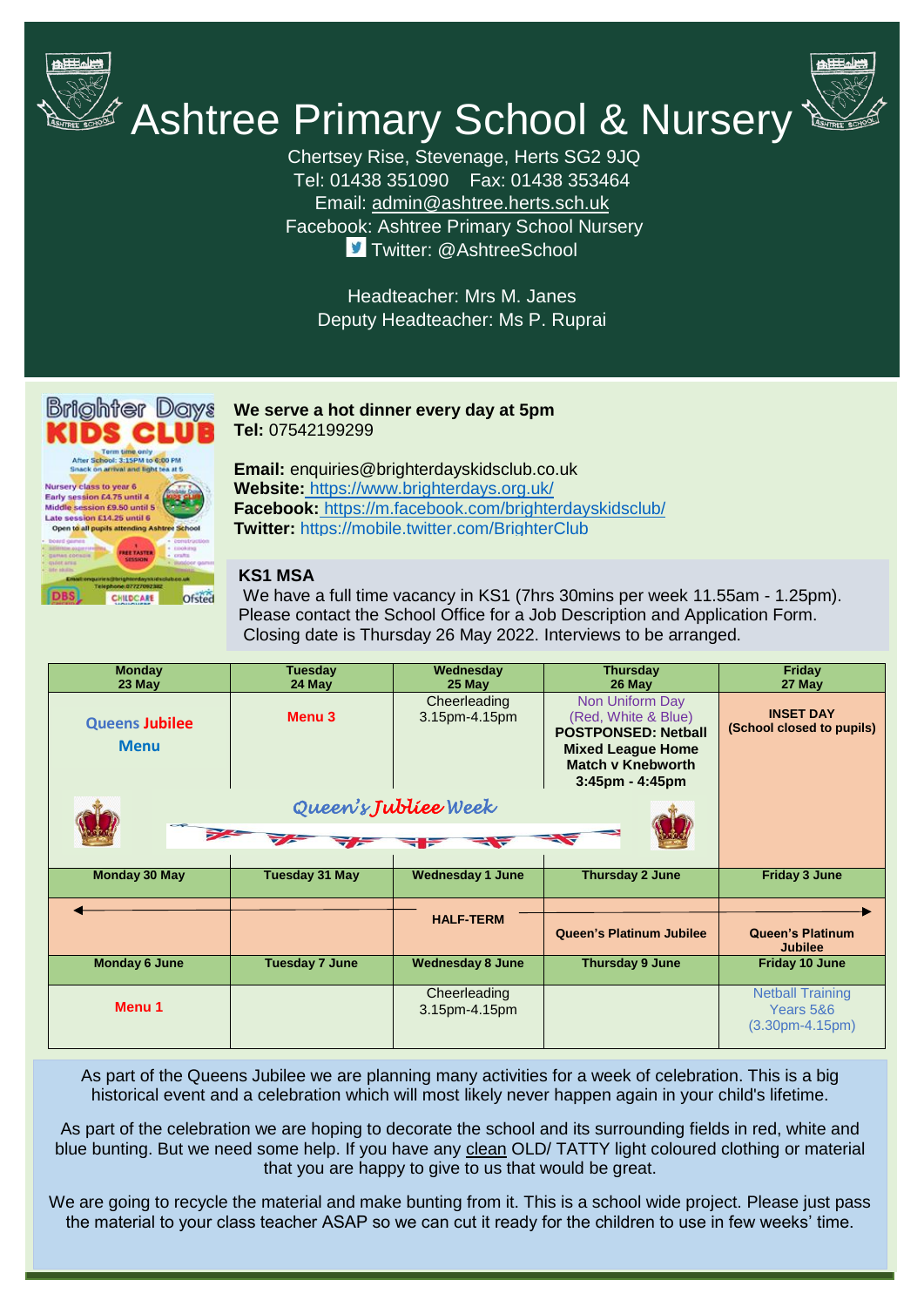# Ashtree Primary School & Nursery

Chertsey Rise, Stevenage, Herts SG2 9JQ
Tel: 01438 351090 Fax: 01438 353464
Email: admin@ashtree.herts.sch.uk
Facebook: Ashtree Primary School Nursery
Twitter: @AshtreeSchool

Headteacher: Mrs M. Janes
Deputy Headteacher: Ms P. Ruprai

**We serve a hot dinner every day at 5pm**
**Tel:** 07542199299

**Email:** enquiries@brighterdayskidsclub.co.uk
**Website:** https://www.brighterdays.org.uk/
**Facebook:** https://m.facebook.com/brighterdayskidsclub/
**Twitter:** https://mobile.twitter.com/BrighterClub

**KS1 MSA**
We have a full time vacancy in KS1 (7hrs 30mins per week 11.55am - 1.25pm). Please contact the School Office for a Job Description and Application Form. Closing date is Thursday 26 May 2022. Interviews to be arranged.

| Monday 23 May | Tuesday 24 May | Wednesday 25 May | Thursday 26 May | Friday 27 May |
|---|---|---|---|---|
| Queens Jubilee Menu | Menu 3 | Cheerleading 3.15pm-4.15pm | Non Uniform Day (Red, White & Blue) **POSTPONED: Netball Mixed League Home Match v Knebworth 3:45pm - 4:45pm** | **INSET DAY (School closed to pupils)** |
| *Queen's Jubliee Week* | | | | |
| **Monday 30 May** | **Tuesday 31 May** | **Wednesday 1 June** | **Thursday 2 June** | **Friday 3 June** |
| | | **HALF-TERM** | **Queen's Platinum Jubilee** | **Queen's Platinum Jubilee** |
| **Monday 6 June** | **Tuesday 7 June** | **Wednesday 8 June** | **Thursday 9 June** | **Friday 10 June** |
| Menu 1 | | Cheerleading 3.15pm-4.15pm | | Netball Training Years 5&6 (3.30pm-4.15pm) |

As part of the Queens Jubilee we are planning many activities for a week of celebration. This is a big historical event and a celebration which will most likely never happen again in your child's lifetime.

As part of the celebration we are hoping to decorate the school and its surrounding fields in red, white and blue bunting. But we need some help. If you have any clean OLD/ TATTY light coloured clothing or material that you are happy to give to us that would be great.

We are going to recycle the material and make bunting from it. This is a school wide project. Please just pass the material to your class teacher ASAP so we can cut it ready for the children to use in few weeks' time.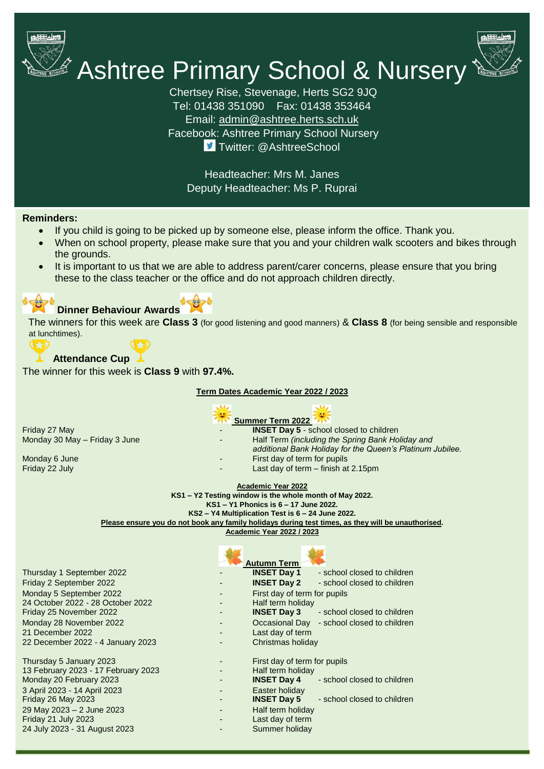# Ashtree Primary School & Nursery

Chertsey Rise, Stevenage, Herts SG2 9JQ
Tel: 01438 351090 Fax: 01438 353464
Email: admin@ashtree.herts.sch.uk
Facebook: Ashtree Primary School Nursery
Twitter: @AshtreeSchool

Headteacher: Mrs M. Janes
Deputy Headteacher: Ms P. Ruprai

**Reminders:**

- If you child is going to be picked up by someone else, please inform the office. Thank you.
- When on school property, please make sure that you and your children walk scooters and bikes through the grounds.
- It is important to us that we are able to address parent/carer concerns, please ensure that you bring these to the class teacher or the office and do not approach children directly.

## Dinner Behaviour Awards

The winners for this week are **Class 3** (for good listening and good manners) & **Class 8** (for being sensible and responsible at lunchtimes).

## Attendance Cup

The winner for this week is **Class 9** with **97.4%.**

**Term Dates Academic Year 2022 / 2023**

**Summer Term 2022**

| | | |
|---|---|---|
| Friday 27 May | - | **INSET Day 5** - school closed to children |
| Monday 30 May – Friday 3 June | - | Half Term *(including the Spring Bank Holiday and additional Bank Holiday for the Queen's Platinum Jubilee.* |
| Monday 6 June | - | First day of term for pupils |
| Friday 22 July | - | Last day of term – finish at 2.15pm |

**Academic Year 2022**

**KS1 – Y2 Testing window is the whole month of May 2022.**
**KS1 – Y1 Phonics is 6 – 17 June 2022.**
**KS2 – Y4 Multiplication Test is 6 – 24 June 2022.**
**Please ensure you do not book any family holidays during test times, as they will be unauthorised.**

**Academic Year 2022 / 2023**

**Autumn Term**

| | | |
|---|---|---|
| Thursday 1 September 2022 | - | **INSET Day 1** - school closed to children |
| Friday 2 September 2022 | - | **INSET Day 2** - school closed to children |
| Monday 5 September 2022 | - | First day of term for pupils |
| 24 October 2022 - 28 October 2022 | - | Half term holiday |
| Friday 25 November 2022 | - | **INSET Day 3** - school closed to children |
| Monday 28 November 2022 | - | Occasional Day - school closed to children |
| 21 December 2022 | - | Last day of term |
| 22 December 2022 - 4 January 2023 | - | Christmas holiday |
| Thursday 5 January 2023 | - | First day of term for pupils |
| 13 February 2023 - 17 February 2023 | - | Half term holiday |
| Monday 20 February 2023 | - | **INSET Day 4** - school closed to children |
| 3 April 2023 - 14 April 2023 | - | Easter holiday |
| Friday 26 May 2023 | - | **INSET Day 5** - school closed to children |
| 29 May 2023 – 2 June 2023 | - | Half term holiday |
| Friday 21 July 2023 | - | Last day of term |
| 24 July 2023 - 31 August 2023 | - | Summer holiday |